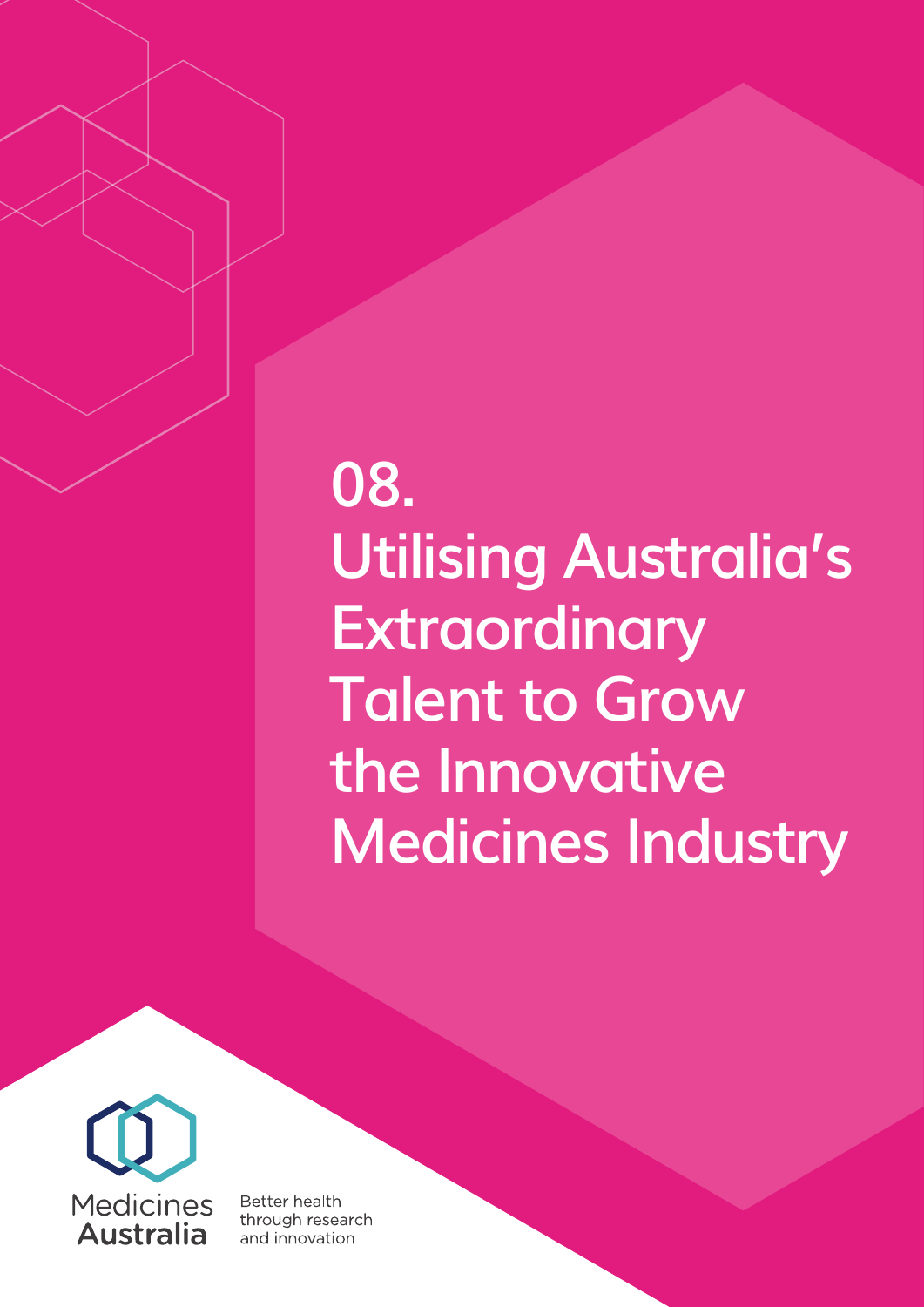# 08. Utilising Australia's Extraordinary Talent to Grow the Innovative Medicines Industry

Medicines Australia

Better health through research and innovation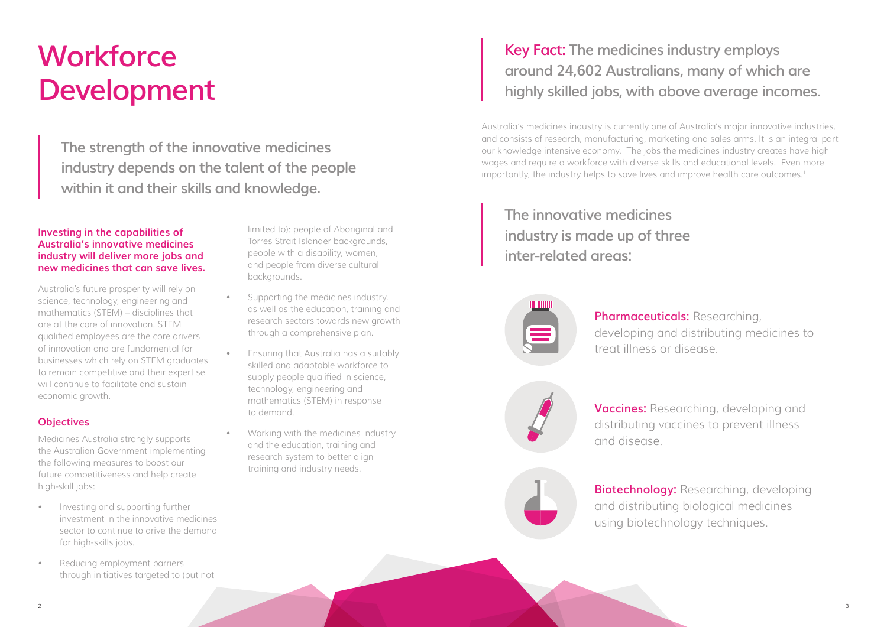# Workforce Development

**The strength of the innovative medicines industry depends on the talent of the people within it and their skills and knowledge.**

### Investing in the capabilities of Australia's innovative medicines industry will deliver more jobs and new medicines that can save lives.

Australia's future prosperity will rely on science, technology, engineering and mathematics (STEM) – disciplines that are at the core of innovation. STEM qualified employees are the core drivers of innovation and are fundamental for businesses which rely on STEM graduates to remain competitive and their expertise will continue to facilitate and sustain economic growth.

### Objectives

Medicines Australia strongly supports the Australian Government implementing the following measures to boost our future competitiveness and help create high-skill jobs:

- Investing and supporting further investment in the innovative medicines sector to continue to drive the demand for high-skills jobs.
- Reducing employment barriers through initiatives targeted to (but not limited to): people of Aboriginal and Torres Strait Islander backgrounds, people with a disability, women, and people from diverse cultural backgrounds.
- Supporting the medicines industry, as well as the education, training and research sectors towards new growth through a comprehensive plan.
- Ensuring that Australia has a suitably skilled and adaptable workforce to supply people qualified in science, technology, engineering and mathematics (STEM) in response to demand.
- Working with the medicines industry and the education, training and research system to better align training and industry needs.

**Key Fact: The medicines industry employs around 24,602 Australians, many of which are highly skilled jobs, with above average incomes.**

Australia's medicines industry is currently one of Australia's major innovative industries, and consists of research, manufacturing, marketing and sales arms. It is an integral part our knowledge intensive economy. The jobs the medicines industry creates have high wages and require a workforce with diverse skills and educational levels. Even more importantly, the industry helps to save lives and improve health care outcomes.[1]

**The innovative medicines industry is made up of three inter-related areas:**

**Pharmaceuticals:** Researching, developing and distributing medicines to treat illness or disease.

**Vaccines:** Researching, developing and distributing vaccines to prevent illness and disease.

**Biotechnology:** Researching, developing and distributing biological medicines using biotechnology techniques.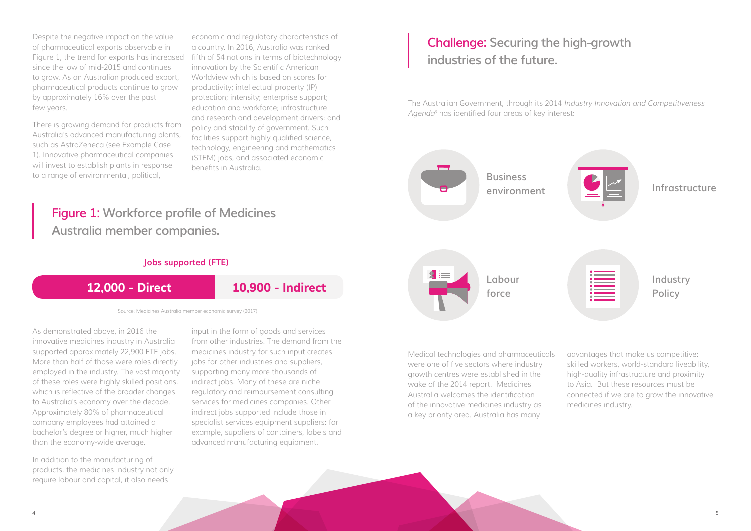Despite the negative impact on the value of pharmaceutical exports observable in Figure 1, the trend for exports has increased since the low of mid-2015 and continues to grow. As an Australian produced export, pharmaceutical products continue to grow by approximately 16% over the past few years.

There is growing demand for products from Australia's advanced manufacturing plants, such as AstraZeneca (see Example Case 1). Innovative pharmaceutical companies will invest to establish plants in response to a range of environmental, political, economic and regulatory characteristics of a country. In 2016, Australia was ranked fifth of 54 nations in terms of biotechnology innovation by the Scientific American Worldview which is based on scores for productivity; intellectual property (IP) protection; intensity; enterprise support; education and workforce; infrastructure and research and development drivers; and policy and stability of government. Such facilities support highly qualified science, technology, engineering and mathematics (STEM) jobs, and associated economic benefits in Australia.

## Figure 1: Workforce profile of Medicines Australia member companies.

**Jobs supported (FTE)**

| 12,000 - Direct | 10,900 - Indirect |
|---|---|

Source: Medicines Australia member economic survey (2017)

As demonstrated above, in 2016 the innovative medicines industry in Australia supported approximately 22,900 FTE jobs. More than half of those were roles directly employed in the industry. The vast majority of these roles were highly skilled positions, which is reflective of the broader changes to Australia's economy over the decade. Approximately 80% of pharmaceutical company employees had attained a bachelor's degree or higher, much higher than the economy-wide average.

In addition to the manufacturing of products, the medicines industry not only require labour and capital, it also needs input in the form of goods and services from other industries. The demand from the medicines industry for such input creates jobs for other industries and suppliers, supporting many more thousands of indirect jobs. Many of these are niche regulatory and reimbursement consulting services for medicines companies. Other indirect jobs supported include those in specialist services equipment suppliers: for example, suppliers of containers, labels and advanced manufacturing equipment.

## Challenge: Securing the high-growth industries of the future.

The Australian Government, through its 2014 *Industry Innovation and Competitiveness Agenda*[3] has identified four areas of key interest:

- Business environment
- Infrastructure
- Labour force
- Industry Policy

Medical technologies and pharmaceuticals were one of five sectors where industry growth centres were established in the wake of the 2014 report. Medicines Australia welcomes the identification of the innovative medicines industry as a key priority area. Australia has many advantages that make us competitive: skilled workers, world-standard liveability, high-quality infrastructure and proximity to Asia. But these resources must be connected if we are to grow the innovative medicines industry.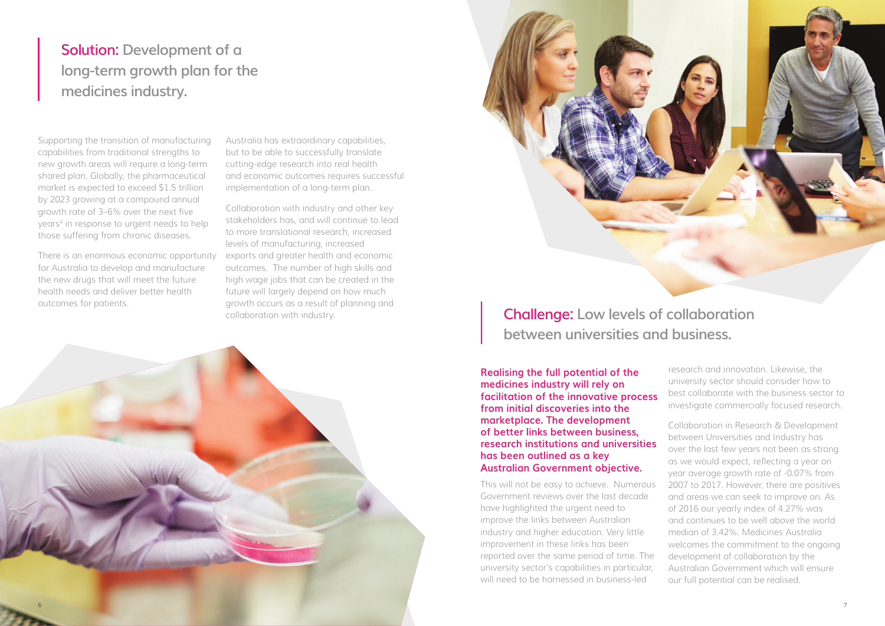## Solution: Development of a long-term growth plan for the medicines industry.

Supporting the transition of manufacturing capabilities from traditional strengths to new growth areas will require a long-term shared plan. Globally, the pharmaceutical market is expected to exceed $1.5 trillion by 2023 growing at a compound annual growth rate of 3–6% over the next five years[4] in response to urgent needs to help those suffering from chronic diseases.

There is an enormous economic opportunity for Australia to develop and manufacture the new drugs that will meet the future health needs and deliver better health outcomes for patients.

Australia has extraordinary capabilities, but to be able to successfully translate cutting-edge research into real health and economic outcomes requires successful implementation of a long-term plan.

Collaboration with industry and other key stakeholders has, and will continue to lead to more translational research, increased levels of manufacturing, increased exports and greater health and economic outcomes. The number of high skills and high wage jobs that can be created in the future will largely depend on how much growth occurs as a result of planning and collaboration with industry.

## Challenge: Low levels of collaboration between universities and business.

**Realising the full potential of the medicines industry will rely on facilitation of the innovative process from initial discoveries into the marketplace. The development of better links between business, research institutions and universities has been outlined as a key Australian Government objective.**

This will not be easy to achieve. Numerous Government reviews over the last decade have highlighted the urgent need to improve the links between Australian industry and higher education. Very little improvement in these links has been reported over the same period of time. The university sector's capabilities in particular, will need to be harnessed in business-led research and innovation. Likewise, the university sector should consider how to best collaborate with the business sector to investigate commercially focused research.

Collaboration in Research & Development between Universities and Industry has over the last few years not been as strong as we would expect, reflecting a year on year average growth rate of -0.07% from 2007 to 2017. However, there are positives and areas we can seek to improve on. As of 2016 our yearly index of 4.27% was and continues to be well above the world median of 3.42%. Medicines Australia welcomes the commitment to the ongoing development of collaboration by the Australian Government which will ensure our full potential can be realised.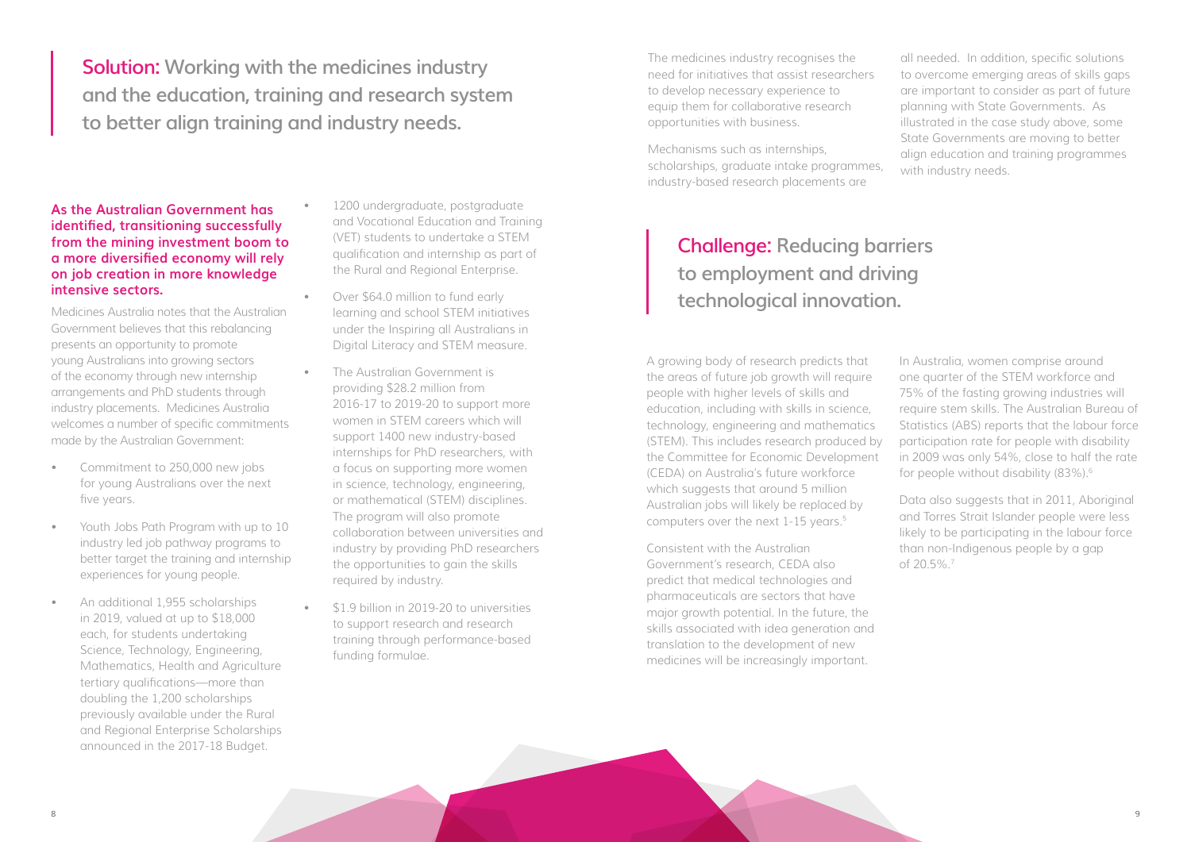## **Solution:** Working with the medicines industry and the education, training and research system to better align training and industry needs.

**As the Australian Government has identified, transitioning successfully from the mining investment boom to a more diversified economy will rely on job creation in more knowledge intensive sectors.**

Medicines Australia notes that the Australian Government believes that this rebalancing presents an opportunity to promote young Australians into growing sectors of the economy through new internship arrangements and PhD students through industry placements. Medicines Australia welcomes a number of specific commitments made by the Australian Government:

- Commitment to 250,000 new jobs for young Australians over the next five years.
- Youth Jobs Path Program with up to 10 industry led job pathway programs to better target the training and internship experiences for young people.
- An additional 1,955 scholarships in 2019, valued at up to $18,000 each, for students undertaking Science, Technology, Engineering, Mathematics, Health and Agriculture tertiary qualifications—more than doubling the 1,200 scholarships previously available under the Rural and Regional Enterprise Scholarships announced in the 2017-18 Budget.
- 1200 undergraduate, postgraduate and Vocational Education and Training (VET) students to undertake a STEM qualification and internship as part of the Rural and Regional Enterprise.
- Over $64.0 million to fund early learning and school STEM initiatives under the Inspiring all Australians in Digital Literacy and STEM measure.
- The Australian Government is providing $28.2 million from 2016-17 to 2019-20 to support more women in STEM careers which will support 1400 new industry-based internships for PhD researchers, with a focus on supporting more women in science, technology, engineering, or mathematical (STEM) disciplines. The program will also promote collaboration between universities and industry by providing PhD researchers the opportunities to gain the skills required by industry.
- $1.9 billion in 2019-20 to universities to support research and research training through performance-based funding formulae.

The medicines industry recognises the need for initiatives that assist researchers to develop necessary experience to equip them for collaborative research opportunities with business.

Mechanisms such as internships, scholarships, graduate intake programmes, industry-based research placements are all needed. In addition, specific solutions to overcome emerging areas of skills gaps are important to consider as part of future planning with State Governments. As illustrated in the case study above, some State Governments are moving to better align education and training programmes with industry needs.

## **Challenge:** Reducing barriers to employment and driving technological innovation.

A growing body of research predicts that the areas of future job growth will require people with higher levels of skills and education, including with skills in science, technology, engineering and mathematics (STEM). This includes research produced by the Committee for Economic Development (CEDA) on Australia's future workforce which suggests that around 5 million Australian jobs will likely be replaced by computers over the next 1-15 years.[5]

Consistent with the Australian Government's research, CEDA also predict that medical technologies and pharmaceuticals are sectors that have major growth potential. In the future, the skills associated with idea generation and translation to the development of new medicines will be increasingly important.

In Australia, women comprise around one quarter of the STEM workforce and 75% of the fasting growing industries will require stem skills. The Australian Bureau of Statistics (ABS) reports that the labour force participation rate for people with disability in 2009 was only 54%, close to half the rate for people without disability (83%).[6]

Data also suggests that in 2011, Aboriginal and Torres Strait Islander people were less likely to be participating in the labour force than non-Indigenous people by a gap of 20.5%.[7]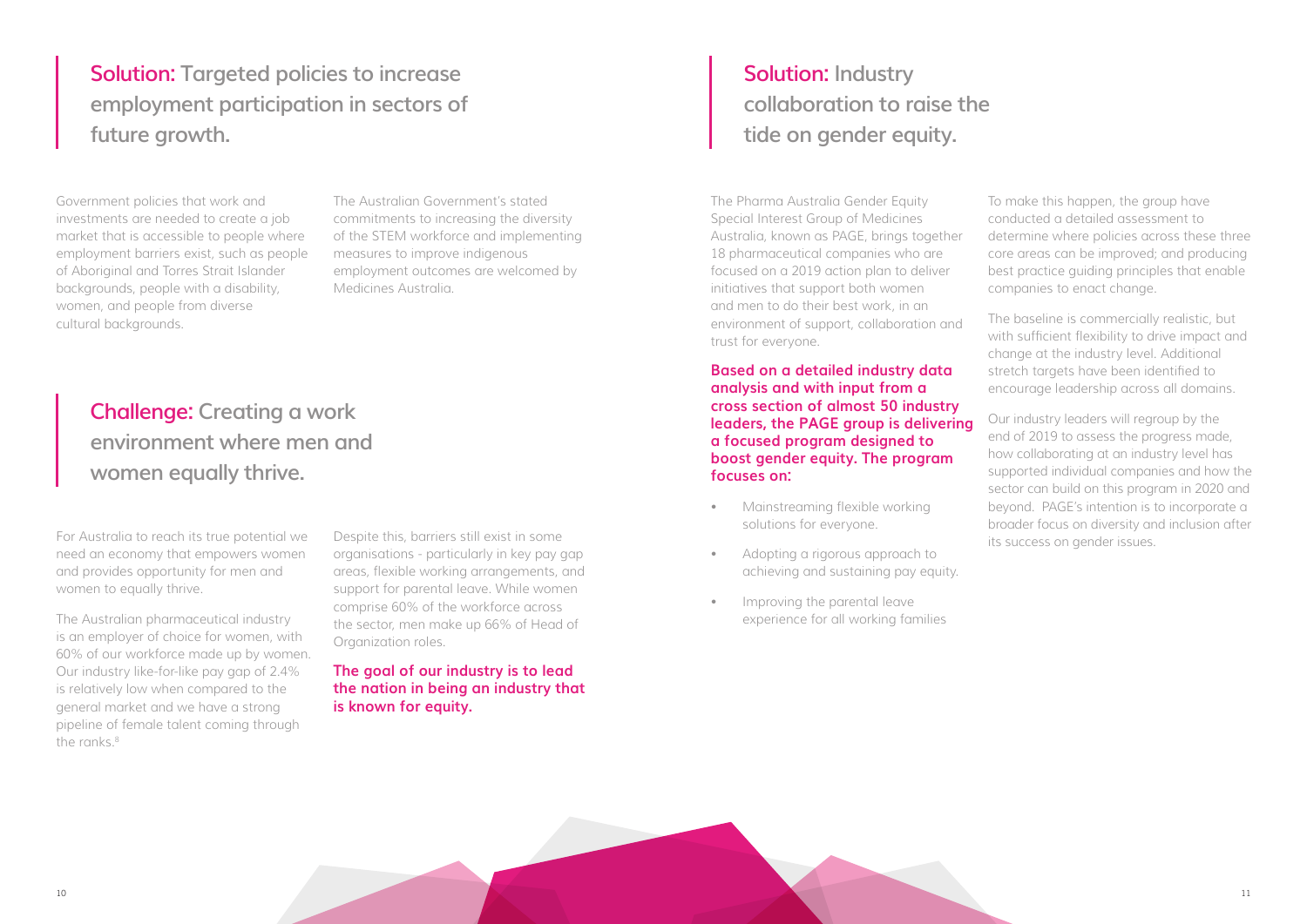## Solution: Targeted policies to increase employment participation in sectors of future growth.

Government policies that work and investments are needed to create a job market that is accessible to people where employment barriers exist, such as people of Aboriginal and Torres Strait Islander backgrounds, people with a disability, women, and people from diverse cultural backgrounds.

The Australian Government's stated commitments to increasing the diversity of the STEM workforce and implementing measures to improve indigenous employment outcomes are welcomed by Medicines Australia.

## Challenge: Creating a work environment where men and women equally thrive.

For Australia to reach its true potential we need an economy that empowers women and provides opportunity for men and women to equally thrive.

The Australian pharmaceutical industry is an employer of choice for women, with 60% of our workforce made up by women. Our industry like-for-like pay gap of 2.4% is relatively low when compared to the general market and we have a strong pipeline of female talent coming through the ranks.[8]

Despite this, barriers still exist in some organisations - particularly in key pay gap areas, flexible working arrangements, and support for parental leave. While women comprise 60% of the workforce across the sector, men make up 66% of Head of Organization roles.

**The goal of our industry is to lead the nation in being an industry that is known for equity.**

## Solution: Industry collaboration to raise the tide on gender equity.

The Pharma Australia Gender Equity Special Interest Group of Medicines Australia, known as PAGE, brings together 18 pharmaceutical companies who are focused on a 2019 action plan to deliver initiatives that support both women and men to do their best work, in an environment of support, collaboration and trust for everyone.

**Based on a detailed industry data analysis and with input from a cross section of almost 50 industry leaders, the PAGE group is delivering a focused program designed to boost gender equity. The program focuses on:**

- Mainstreaming flexible working solutions for everyone.
- Adopting a rigorous approach to achieving and sustaining pay equity.
- Improving the parental leave experience for all working families

To make this happen, the group have conducted a detailed assessment to determine where policies across these three core areas can be improved; and producing best practice guiding principles that enable companies to enact change.

The baseline is commercially realistic, but with sufficient flexibility to drive impact and change at the industry level. Additional stretch targets have been identified to encourage leadership across all domains.

Our industry leaders will regroup by the end of 2019 to assess the progress made, how collaborating at an industry level has supported individual companies and how the sector can build on this program in 2020 and beyond. PAGE's intention is to incorporate a broader focus on diversity and inclusion after its success on gender issues.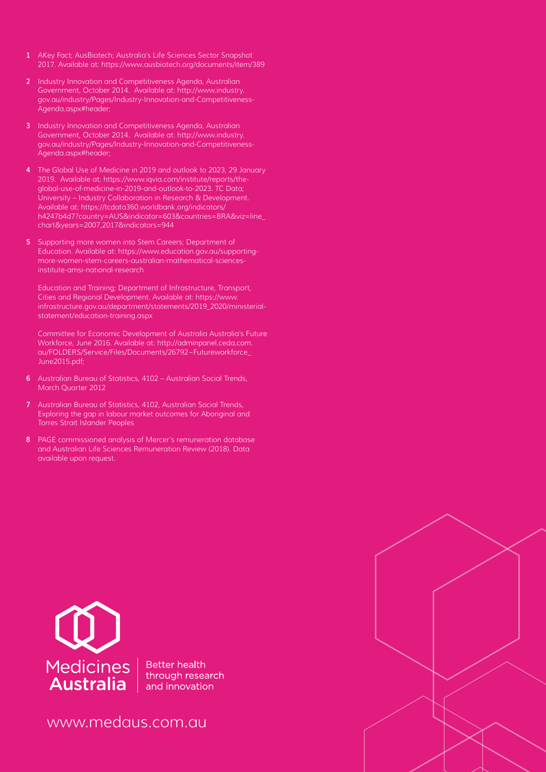1. AKey Fact; AusBiotech; Australia's Life Sciences Sector Snapshot 2017. Available at: https://www.ausbiotech.org/documents/item/389

2. Industry Innovation and Competitiveness Agenda, Australian Government, October 2014. Available at: http://www.industry.gov.au/industry/Pages/Industry-Innovation-and-Competitiveness-Agenda.aspx#header;

3. Industry Innovation and Competitiveness Agenda, Australian Government, October 2014. Available at: http://www.industry.gov.au/industry/Pages/Industry-Innovation-and-Competitiveness-Agenda.aspx#header;

4. The Global Use of Medicine in 2019 and outlook to 2023, 29 January 2019. Available at; https://www.iqvia.com/institute/reports/the-global-use-of-medicine-in-2019-and-outlook-to-2023. TC Data; University – Industry Collaboration in Research & Development. Available at: https://tcdata360.worldbank.org/indicators/h4247b4d7?country=AUS&indicator=603&countries=BRA&viz=line_chart&years=2007,2017&indicators=944

5. Supporting more women into Stem Careers; Department of Education. Available at: https://www.education.gov.au/supporting-more-women-stem-careers-australian-mathematical-sciences-institute-amsi-national-research

   Education and Training; Department of Infrastructure, Transport, Cities and Regional Development. Available at: https://www.infrastructure.gov.au/department/statements/2019_2020/ministerial-statement/education-training.aspx

   Committee for Economic Development of Australia Australia's Future Workforce, June 2016. Available at: http://adminpanel.ceda.com.au/FOLDERS/Service/Files/Documents/26792~Futureworkforce_June2015.pdf;

6. Australian Bureau of Statistics, 4102 – Australian Social Trends, March Quarter 2012

7. Australian Bureau of Statistics, 4102, Australian Social Trends, Exploring the gap in labour market outcomes for Aboriginal and Torres Strait Islander Peoples

8. PAGE commissioned analysis of Mercer's remuneration database and Australian Life Sciences Remuneration Review (2018). Data available upon request.

Medicines Australia

Better health through research and innovation

www.medaus.com.au